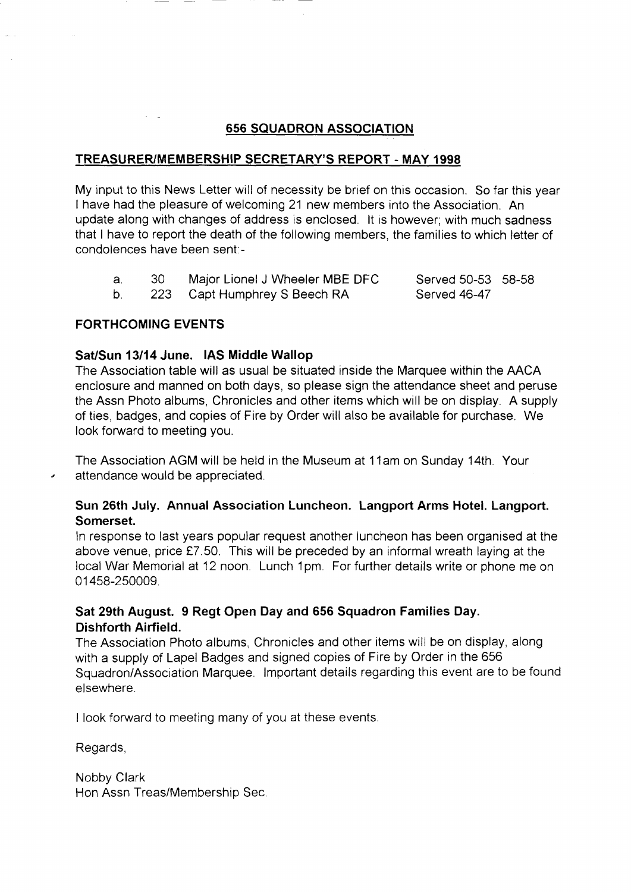## 656 SQUADRON ASSOCIATION

### TREASURER/MEMBERSHIP SECRETARY'S REPORT - MAY 1998

My input to this News Letter will of necessity be brief on this occasion. So far this year I have had the pleasure of welcoming 21 new members into the Association. An update along with changes of address is enclosed. It is however; with much sadness that I have to report the death of the following members, the families to which letter of condolences have been sent:-

| | | | |
|---|---|---|---|
| a. | 30 | Major Lionel J Wheeler MBE DFC | Served 50-53 58-58 |
| b. | 223 | Capt Humphrey S Beech RA | Served 46-47 |

### FORTHCOMING EVENTS

**Sat/Sun 13/14 June. IAS Middle Wallop**

The Association table will as usual be situated inside the Marquee within the AACA enclosure and manned on both days, so please sign the attendance sheet and peruse the Assn Photo albums, Chronicles and other items which will be on display. A supply of ties, badges, and copies of Fire by Order will also be available for purchase. We look forward to meeting you.

The Association AGM will be held in the Museum at 11am on Sunday 14th. Your attendance would be appreciated.

**Sun 26th July. Annual Association Luncheon. Langport Arms Hotel. Langport. Somerset.**

In response to last years popular request another luncheon has been organised at the above venue, price £7.50. This will be preceded by an informal wreath laying at the local War Memorial at 12 noon. Lunch 1pm. For further details write or phone me on 01458-250009.

**Sat 29th August. 9 Regt Open Day and 656 Squadron Families Day. Dishforth Airfield.**

The Association Photo albums, Chronicles and other items will be on display, along with a supply of Lapel Badges and signed copies of Fire by Order in the 656 Squadron/Association Marquee. Important details regarding this event are to be found elsewhere.

I look forward to meeting many of you at these events.

Regards,

Nobby Clark
Hon Assn Treas/Membership Sec.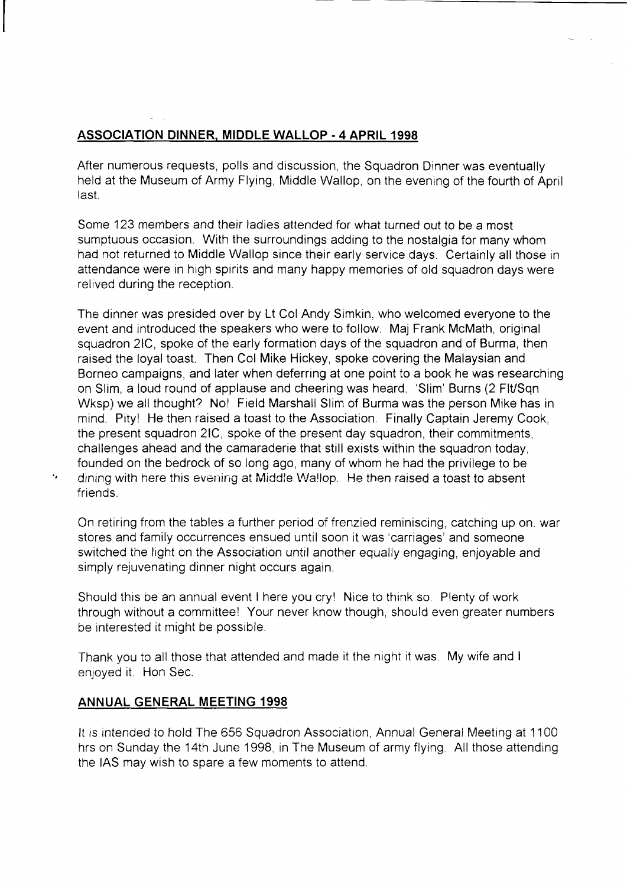## ASSOCIATION DINNER, MIDDLE WALLOP - 4 APRIL 1998

After numerous requests, polls and discussion, the Squadron Dinner was eventually held at the Museum of Army Flying, Middle Wallop, on the evening of the fourth of April last.

Some 123 members and their ladies attended for what turned out to be a most sumptuous occasion. With the surroundings adding to the nostalgia for many whom had not returned to Middle Wallop since their early service days. Certainly all those in attendance were in high spirits and many happy memories of old squadron days were relived during the reception.

The dinner was presided over by Lt Col Andy Simkin, who welcomed everyone to the event and introduced the speakers who were to follow. Maj Frank McMath, original squadron 2IC, spoke of the early formation days of the squadron and of Burma, then raised the loyal toast. Then Col Mike Hickey, spoke covering the Malaysian and Borneo campaigns, and later when deferring at one point to a book he was researching on Slim, a loud round of applause and cheering was heard. 'Slim' Burns (2 Flt/Sqn Wksp) we all thought? No! Field Marshall Slim of Burma was the person Mike has in mind. Pity! He then raised a toast to the Association. Finally Captain Jeremy Cook, the present squadron 2IC, spoke of the present day squadron, their commitments, challenges ahead and the camaraderie that still exists within the squadron today, founded on the bedrock of so long ago, many of whom he had the privilege to be dining with here this evening at Middle Wallop. He then raised a toast to absent friends.

On retiring from the tables a further period of frenzied reminiscing, catching up on. war stores and family occurrences ensued until soon it was 'carriages' and someone switched the light on the Association until another equally engaging, enjoyable and simply rejuvenating dinner night occurs again.

Should this be an annual event I here you cry! Nice to think so. Plenty of work through without a committee! Your never know though, should even greater numbers be interested it might be possible.

Thank you to all those that attended and made it the night it was. My wife and I enjoyed it. Hon Sec.

## ANNUAL GENERAL MEETING 1998

It is intended to hold The 656 Squadron Association, Annual General Meeting at 1100 hrs on Sunday the 14th June 1998, in The Museum of army flying. All those attending the IAS may wish to spare a few moments to attend.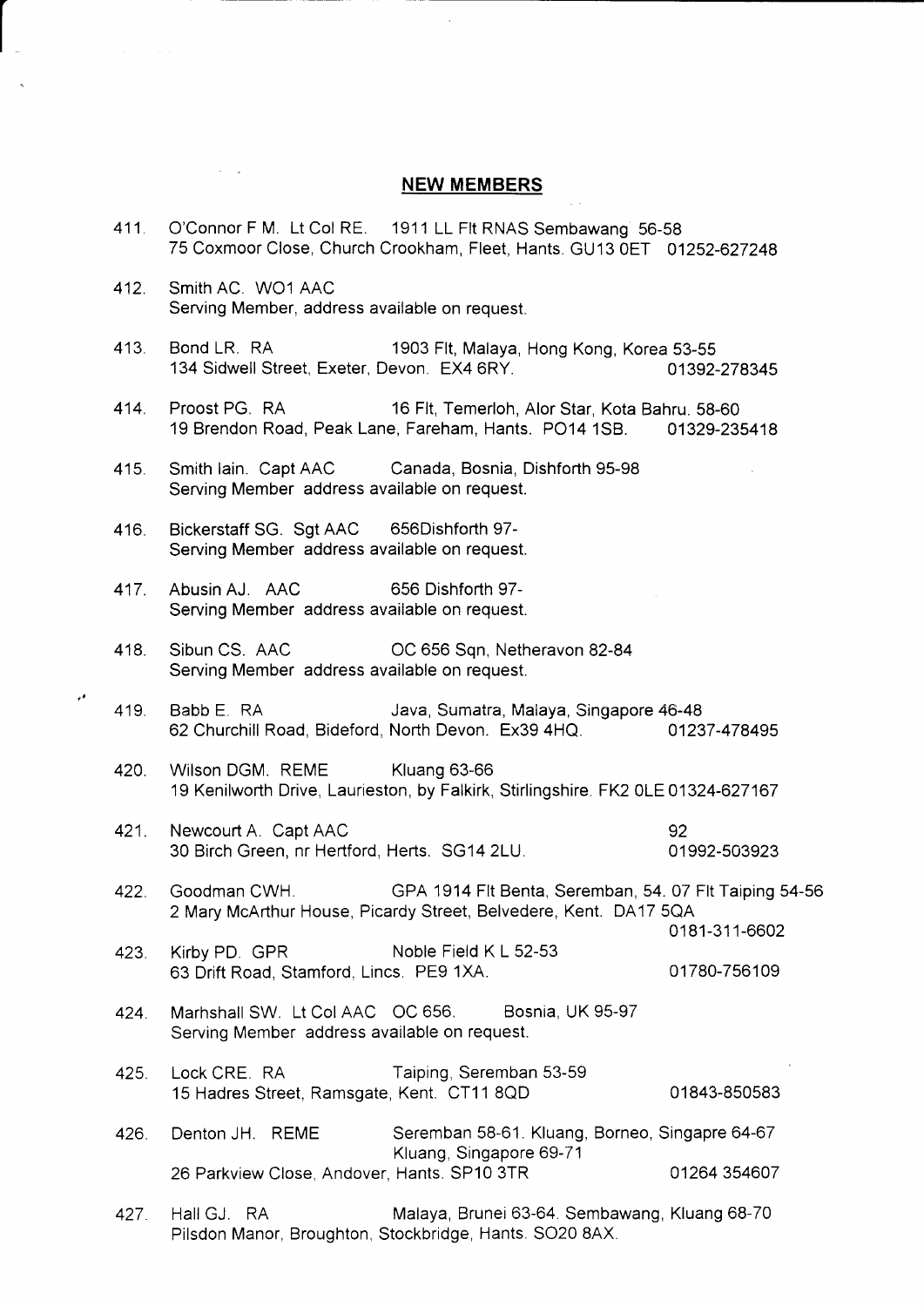## NEW MEMBERS

411. O'Connor F M. Lt Col RE. 1911 LL Flt RNAS Sembawang 56-58
75 Coxmoor Close, Church Crookham, Fleet, Hants. GU13 0ET 01252-627248

412. Smith AC. WO1 AAC
Serving Member, address available on request.

413. Bond LR. RA 1903 Flt, Malaya, Hong Kong, Korea 53-55
134 Sidwell Street, Exeter, Devon. EX4 6RY. 01392-278345

414. Proost PG. RA 16 Flt, Temerloh, Alor Star, Kota Bahru. 58-60
19 Brendon Road, Peak Lane, Fareham, Hants. PO14 1SB. 01329-235418

415. Smith Iain. Capt AAC Canada, Bosnia, Dishforth 95-98
Serving Member address available on request.

416. Bickerstaff SG. Sgt AAC 656Dishforth 97-
Serving Member address available on request.

417. Abusin AJ. AAC 656 Dishforth 97-
Serving Member address available on request.

418. Sibun CS. AAC OC 656 Sqn, Netheravon 82-84
Serving Member address available on request.

419. Babb E. RA Java, Sumatra, Malaya, Singapore 46-48
62 Churchill Road, Bideford, North Devon. Ex39 4HQ. 01237-478495

420. Wilson DGM. REME Kluang 63-66
19 Kenilworth Drive, Laurieston, by Falkirk, Stirlingshire. FK2 0LE 01324-627167

421. Newcourt A. Capt AAC 92
30 Birch Green, nr Hertford, Herts. SG14 2LU. 01992-503923

422. Goodman CWH. GPA 1914 Flt Benta, Seremban, 54. 07 Flt Taiping 54-56
2 Mary McArthur House, Picardy Street, Belvedere, Kent. DA17 5QA
0181-311-6602

423. Kirby PD. GPR Noble Field K L 52-53
63 Drift Road, Stamford, Lincs. PE9 1XA. 01780-756109

424. Marhshall SW. Lt Col AAC OC 656. Bosnia, UK 95-97
Serving Member address available on request.

425. Lock CRE. RA Taiping, Seremban 53-59
15 Hadres Street, Ramsgate, Kent. CT11 8QD 01843-850583

426. Denton JH. REME Seremban 58-61. Kluang, Borneo, Singapre 64-67
Kluang, Singapore 69-71
26 Parkview Close, Andover, Hants. SP10 3TR 01264 354607

427. Hall GJ. RA Malaya, Brunei 63-64. Sembawang, Kluang 68-70
Pilsdon Manor, Broughton, Stockbridge, Hants. SO20 8AX.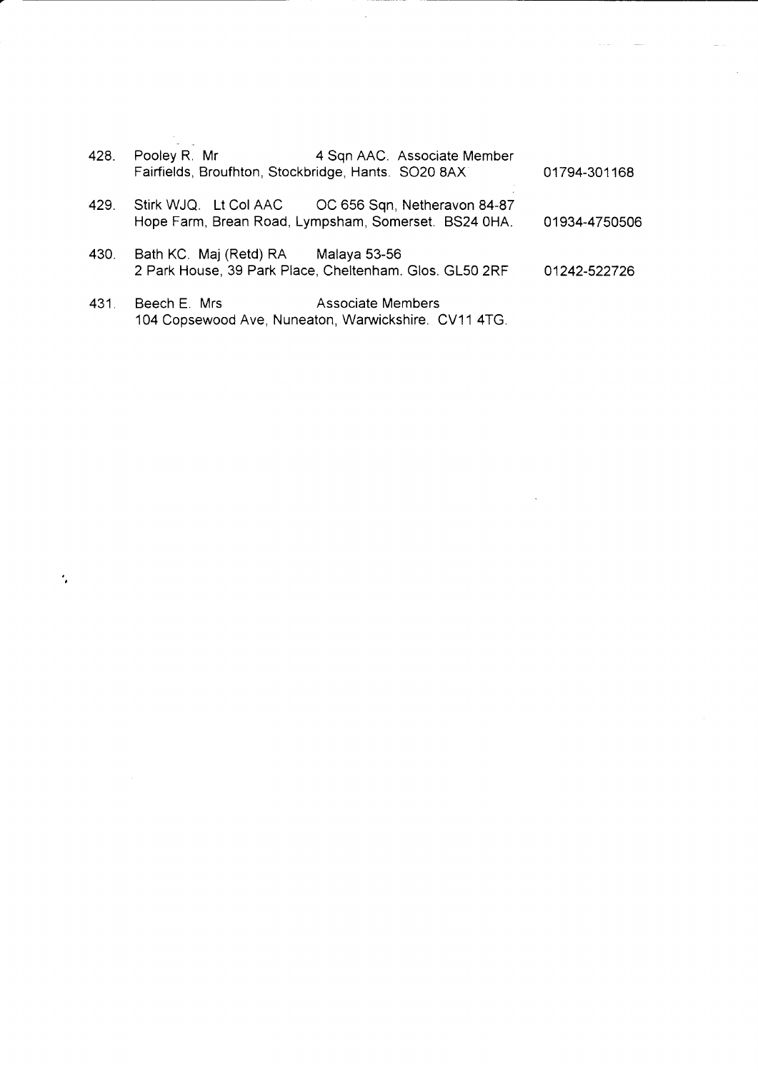428. Pooley R. Mr 4 Sqn AAC. Associate Member
Fairfields, Broufhton, Stockbridge, Hants. SO20 8AX 01794-301168

429. Stirk WJQ. Lt Col AAC OC 656 Sqn, Netheravon 84-87
Hope Farm, Brean Road, Lympsham, Somerset. BS24 0HA. 01934-4750506

430. Bath KC. Maj (Retd) RA Malaya 53-56
2 Park House, 39 Park Place, Cheltenham. Glos. GL50 2RF 01242-522726

431. Beech E. Mrs Associate Members
104 Copsewood Ave, Nuneaton, Warwickshire. CV11 4TG.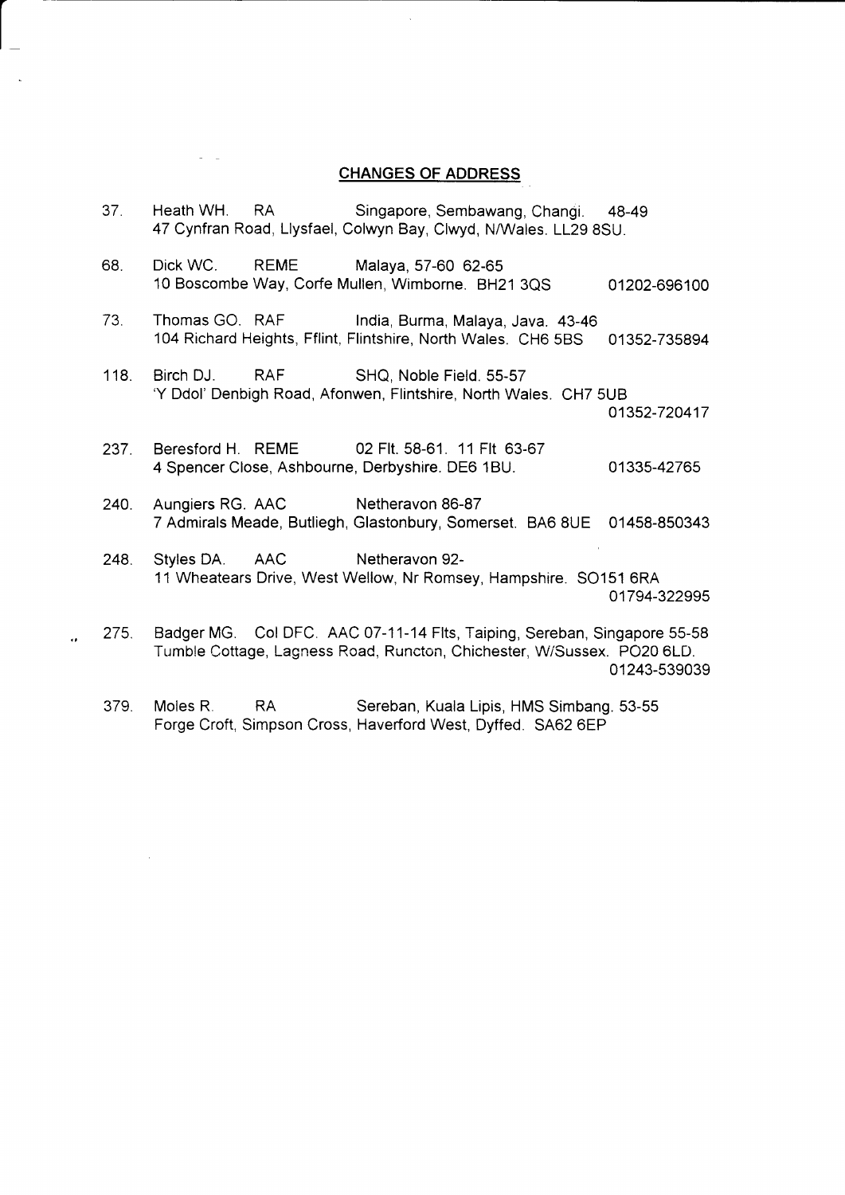## CHANGES OF ADDRESS

37. Heath WH. RA Singapore, Sembawang, Changi. 48-49
47 Cynfran Road, Llysfael, Colwyn Bay, Clwyd, N/Wales. LL29 8SU.

68. Dick WC. REME Malaya, 57-60 62-65
10 Boscombe Way, Corfe Mullen, Wimborne. BH21 3QS 01202-696100

73. Thomas GO. RAF India, Burma, Malaya, Java. 43-46
104 Richard Heights, Fflint, Flintshire, North Wales. CH6 5BS 01352-735894

118. Birch DJ. RAF SHQ, Noble Field. 55-57
'Y Ddol' Denbigh Road, Afonwen, Flintshire, North Wales. CH7 5UB
01352-720417

237. Beresford H. REME 02 Flt. 58-61. 11 Flt 63-67
4 Spencer Close, Ashbourne, Derbyshire. DE6 1BU. 01335-42765

240. Aungiers RG. AAC Netheravon 86-87
7 Admirals Meade, Butliegh, Glastonbury, Somerset. BA6 8UE 01458-850343

248. Styles DA. AAC Netheravon 92-
11 Wheatears Drive, West Wellow, Nr Romsey, Hampshire. SO151 6RA
01794-322995

275. Badger MG. Col DFC. AAC 07-11-14 Flts, Taiping, Sereban, Singapore 55-58
Tumble Cottage, Lagness Road, Runcton, Chichester, W/Sussex. PO20 6LD.
01243-539039

379. Moles R. RA Sereban, Kuala Lipis, HMS Simbang. 53-55
Forge Croft, Simpson Cross, Haverford West, Dyffed. SA62 6EP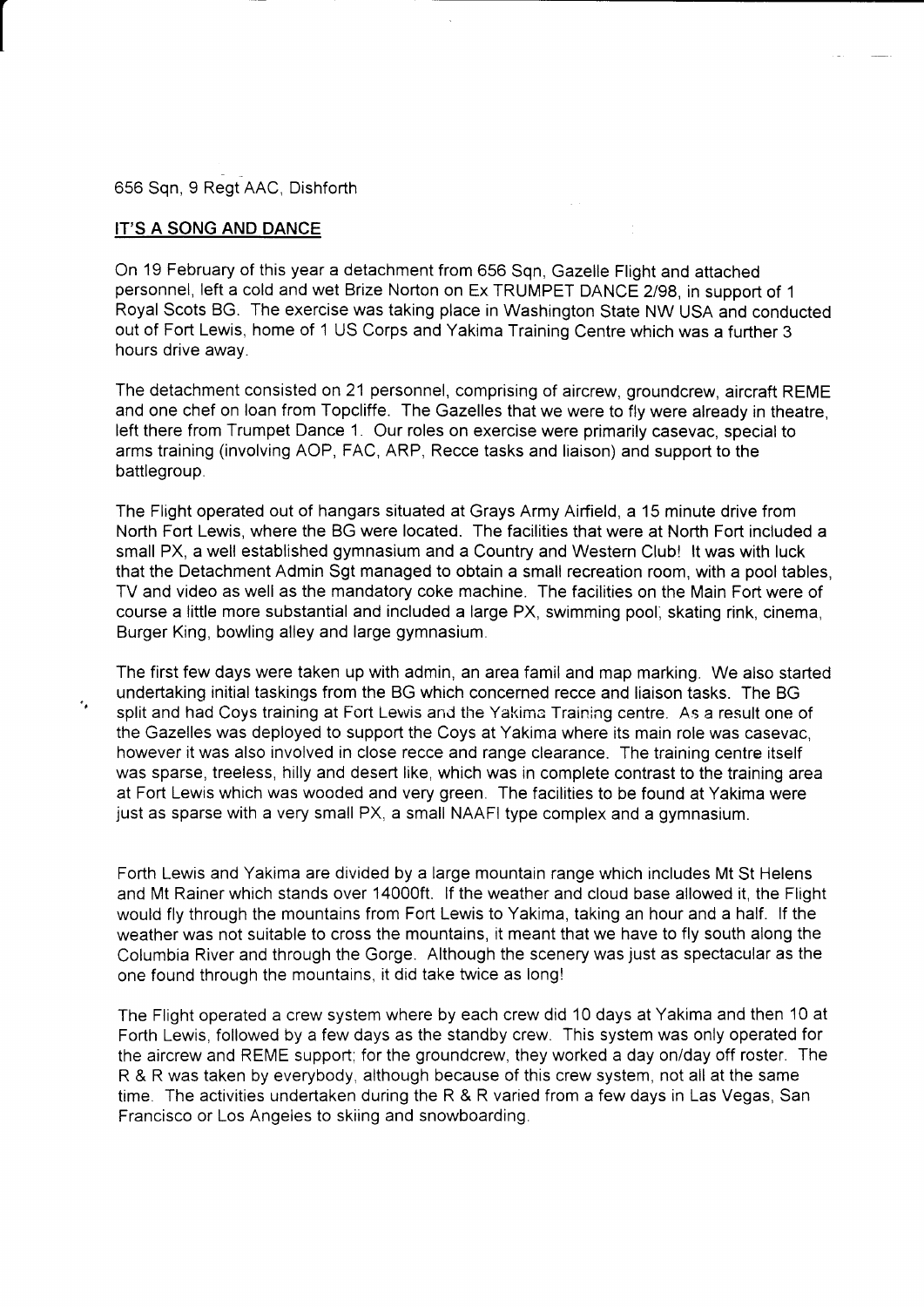656 Sqn, 9 Regt AAC, Dishforth

**IT'S A SONG AND DANCE**

On 19 February of this year a detachment from 656 Sqn, Gazelle Flight and attached personnel, left a cold and wet Brize Norton on Ex TRUMPET DANCE 2/98, in support of 1 Royal Scots BG. The exercise was taking place in Washington State NW USA and conducted out of Fort Lewis, home of 1 US Corps and Yakima Training Centre which was a further 3 hours drive away.

The detachment consisted on 21 personnel, comprising of aircrew, groundcrew, aircraft REME and one chef on loan from Topcliffe. The Gazelles that we were to fly were already in theatre, left there from Trumpet Dance 1. Our roles on exercise were primarily casevac, special to arms training (involving AOP, FAC, ARP, Recce tasks and liaison) and support to the battlegroup.

The Flight operated out of hangars situated at Grays Army Airfield, a 15 minute drive from North Fort Lewis, where the BG were located. The facilities that were at North Fort included a small PX, a well established gymnasium and a Country and Western Club! It was with luck that the Detachment Admin Sgt managed to obtain a small recreation room, with a pool tables, TV and video as well as the mandatory coke machine. The facilities on the Main Fort were of course a little more substantial and included a large PX, swimming pool, skating rink, cinema, Burger King, bowling alley and large gymnasium.

The first few days were taken up with admin, an area famil and map marking. We also started undertaking initial taskings from the BG which concerned recce and liaison tasks. The BG split and had Coys training at Fort Lewis and the Yakima Training centre. As a result one of the Gazelles was deployed to support the Coys at Yakima where its main role was casevac, however it was also involved in close recce and range clearance. The training centre itself was sparse, treeless, hilly and desert like, which was in complete contrast to the training area at Fort Lewis which was wooded and very green. The facilities to be found at Yakima were just as sparse with a very small PX, a small NAAFI type complex and a gymnasium.

Forth Lewis and Yakima are divided by a large mountain range which includes Mt St Helens and Mt Rainer which stands over 14000ft. If the weather and cloud base allowed it, the Flight would fly through the mountains from Fort Lewis to Yakima, taking an hour and a half. If the weather was not suitable to cross the mountains, it meant that we have to fly south along the Columbia River and through the Gorge. Although the scenery was just as spectacular as the one found through the mountains, it did take twice as long!

The Flight operated a crew system where by each crew did 10 days at Yakima and then 10 at Forth Lewis, followed by a few days as the standby crew. This system was only operated for the aircrew and REME support; for the groundcrew, they worked a day on/day off roster. The R & R was taken by everybody, although because of this crew system, not all at the same time. The activities undertaken during the R & R varied from a few days in Las Vegas, San Francisco or Los Angeles to skiing and snowboarding.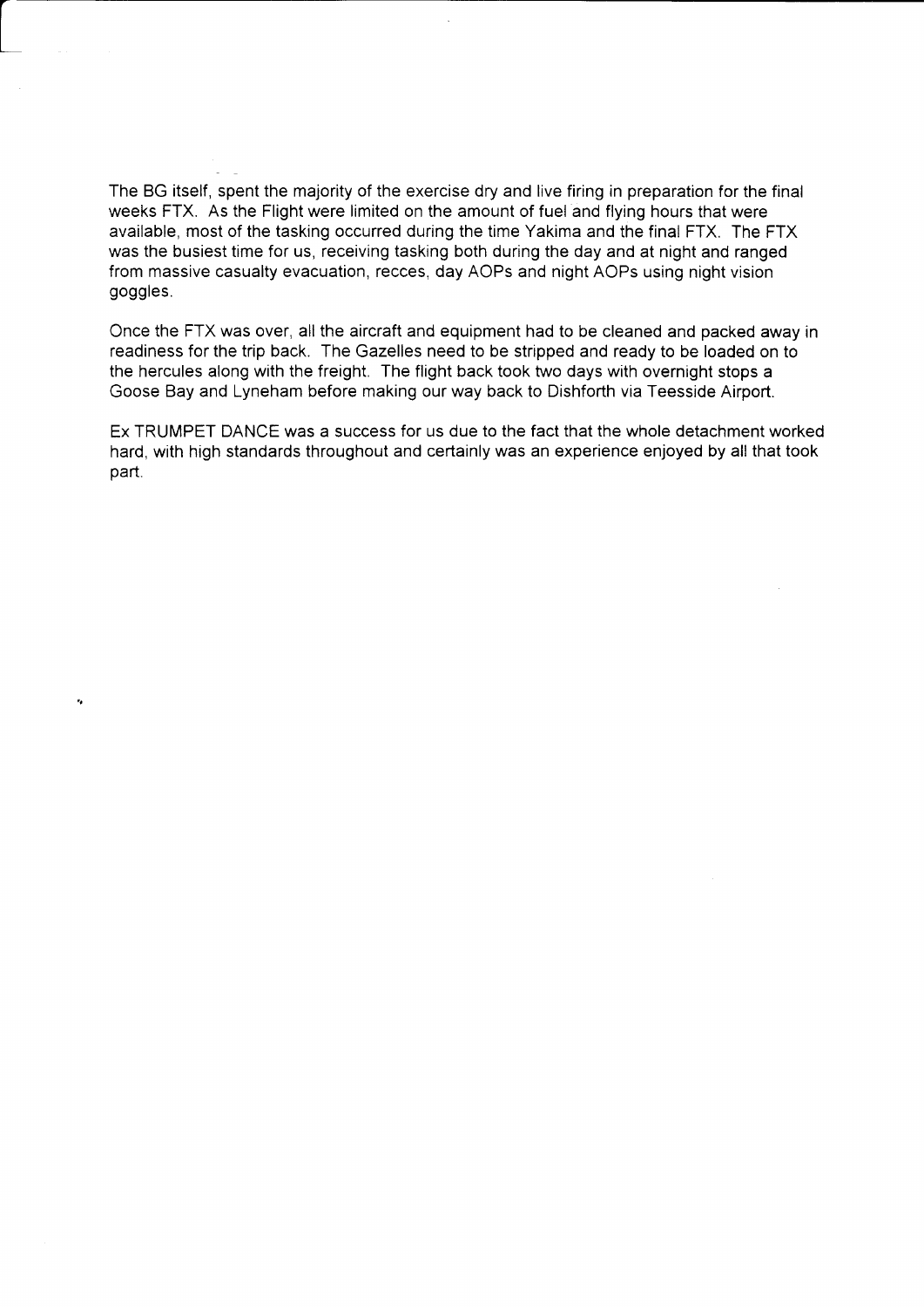The BG itself, spent the majority of the exercise dry and live firing in preparation for the final weeks FTX. As the Flight were limited on the amount of fuel and flying hours that were available, most of the tasking occurred during the time Yakima and the final FTX. The FTX was the busiest time for us, receiving tasking both during the day and at night and ranged from massive casualty evacuation, recces, day AOPs and night AOPs using night vision goggles.

Once the FTX was over, all the aircraft and equipment had to be cleaned and packed away in readiness for the trip back. The Gazelles need to be stripped and ready to be loaded on to the hercules along with the freight. The flight back took two days with overnight stops a Goose Bay and Lyneham before making our way back to Dishforth via Teesside Airport.

Ex TRUMPET DANCE was a success for us due to the fact that the whole detachment worked hard, with high standards throughout and certainly was an experience enjoyed by all that took part.